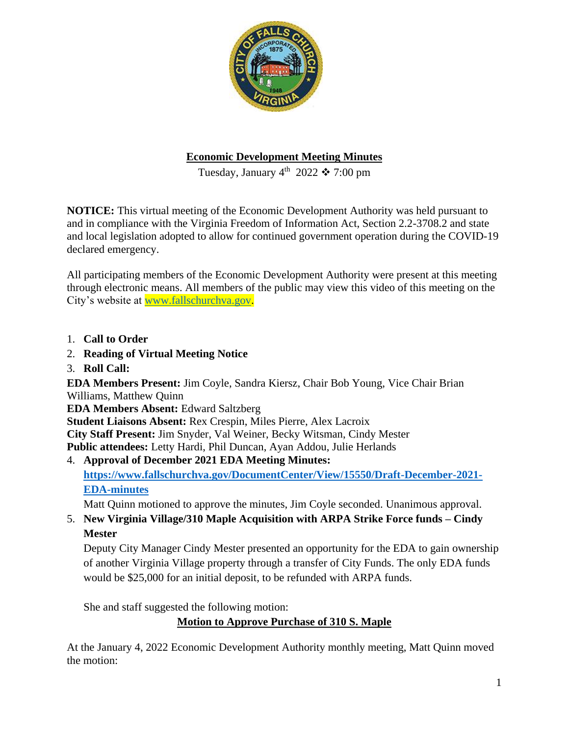# Economic Development Meeting Minutes

Tuesday, January 4th 2022 ❖ 7:00 pm

**NOTICE:** This virtual meeting of the Economic Development Authority was held pursuant to and in compliance with the Virginia Freedom of Information Act, Section 2.2-3708.2 and state and local legislation adopted to allow for continued government operation during the COVID-19 declared emergency.

All participating members of the Economic Development Authority were present at this meeting through electronic means. All members of the public may view this video of this meeting on the City's website at www.fallschurchva.gov.

1. **Call to Order**
2. **Reading of Virtual Meeting Notice**
3. **Roll Call:**

**EDA Members Present:** Jim Coyle, Sandra Kiersz, Chair Bob Young, Vice Chair Brian Williams, Matthew Quinn
**EDA Members Absent:** Edward Saltzberg
**Student Liaisons Absent:** Rex Crespin, Miles Pierre, Alex Lacroix
**City Staff Present:** Jim Snyder, Val Weiner, Becky Witsman, Cindy Mester
**Public attendees:** Letty Hardi, Phil Duncan, Ayan Addou, Julie Herlands

4. **Approval of December 2021 EDA Meeting Minutes:** https://www.fallschurchva.gov/DocumentCenter/View/15550/Draft-December-2021-EDA-minutes

   Matt Quinn motioned to approve the minutes, Jim Coyle seconded. Unanimous approval.

5. **New Virginia Village/310 Maple Acquisition with ARPA Strike Force funds – Cindy Mester**

   Deputy City Manager Cindy Mester presented an opportunity for the EDA to gain ownership of another Virginia Village property through a transfer of City Funds. The only EDA funds would be $25,000 for an initial deposit, to be refunded with ARPA funds.

   She and staff suggested the following motion:

   **Motion to Approve Purchase of 310 S. Maple**

At the January 4, 2022 Economic Development Authority monthly meeting, Matt Quinn moved the motion: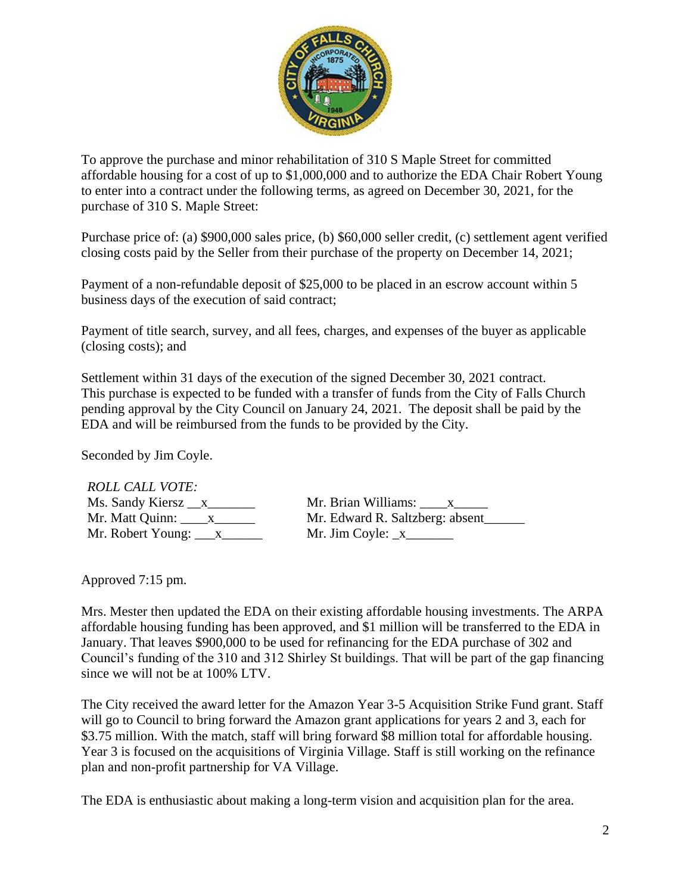To approve the purchase and minor rehabilitation of 310 S Maple Street for committed affordable housing for a cost of up to $1,000,000 and to authorize the EDA Chair Robert Young to enter into a contract under the following terms, as agreed on December 30, 2021, for the purchase of 310 S. Maple Street:

Purchase price of: (a) $900,000 sales price, (b) $60,000 seller credit, (c) settlement agent verified closing costs paid by the Seller from their purchase of the property on December 14, 2021;

Payment of a non-refundable deposit of $25,000 to be placed in an escrow account within 5 business days of the execution of said contract;

Payment of title search, survey, and all fees, charges, and expenses of the buyer as applicable (closing costs); and

Settlement within 31 days of the execution of the signed December 30, 2021 contract. This purchase is expected to be funded with a transfer of funds from the City of Falls Church pending approval by the City Council on January 24, 2021. The deposit shall be paid by the EDA and will be reimbursed from the funds to be provided by the City.

Seconded by Jim Coyle.

*ROLL CALL VOTE:*

| | |
|---|---|
| Ms. Sandy Kiersz __x_______ | Mr. Brian Williams: ____x_____ |
| Mr. Matt Quinn: ____x______ | Mr. Edward R. Saltzberg: absent______ |
| Mr. Robert Young: ___x______ | Mr. Jim Coyle: _x_______ |

Approved 7:15 pm.

Mrs. Mester then updated the EDA on their existing affordable housing investments. The ARPA affordable housing funding has been approved, and $1 million will be transferred to the EDA in January. That leaves $900,000 to be used for refinancing for the EDA purchase of 302 and Council's funding of the 310 and 312 Shirley St buildings. That will be part of the gap financing since we will not be at 100% LTV.

The City received the award letter for the Amazon Year 3-5 Acquisition Strike Fund grant. Staff will go to Council to bring forward the Amazon grant applications for years 2 and 3, each for $3.75 million. With the match, staff will bring forward $8 million total for affordable housing. Year 3 is focused on the acquisitions of Virginia Village. Staff is still working on the refinance plan and non-profit partnership for VA Village.

The EDA is enthusiastic about making a long-term vision and acquisition plan for the area.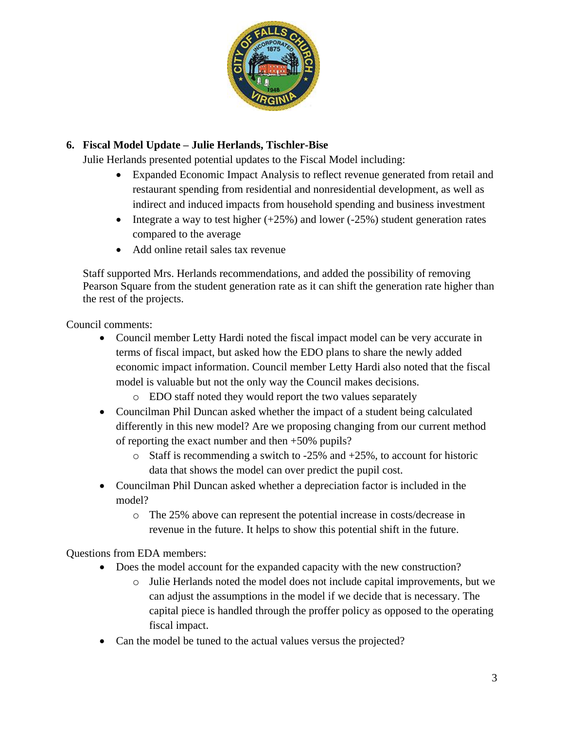### 6. Fiscal Model Update – Julie Herlands, Tischler-Bise

Julie Herlands presented potential updates to the Fiscal Model including:

- Expanded Economic Impact Analysis to reflect revenue generated from retail and restaurant spending from residential and nonresidential development, as well as indirect and induced impacts from household spending and business investment
- Integrate a way to test higher (+25%) and lower (-25%) student generation rates compared to the average
- Add online retail sales tax revenue

Staff supported Mrs. Herlands recommendations, and added the possibility of removing Pearson Square from the student generation rate as it can shift the generation rate higher than the rest of the projects.

Council comments:

- Council member Letty Hardi noted the fiscal impact model can be very accurate in terms of fiscal impact, but asked how the EDO plans to share the newly added economic impact information. Council member Letty Hardi also noted that the fiscal model is valuable but not the only way the Council makes decisions.
  - EDO staff noted they would report the two values separately
- Councilman Phil Duncan asked whether the impact of a student being calculated differently in this new model? Are we proposing changing from our current method of reporting the exact number and then +50% pupils?
  - Staff is recommending a switch to -25% and +25%, to account for historic data that shows the model can over predict the pupil cost.
- Councilman Phil Duncan asked whether a depreciation factor is included in the model?
  - The 25% above can represent the potential increase in costs/decrease in revenue in the future. It helps to show this potential shift in the future.

Questions from EDA members:

- Does the model account for the expanded capacity with the new construction?
  - Julie Herlands noted the model does not include capital improvements, but we can adjust the assumptions in the model if we decide that is necessary. The capital piece is handled through the proffer policy as opposed to the operating fiscal impact.
- Can the model be tuned to the actual values versus the projected?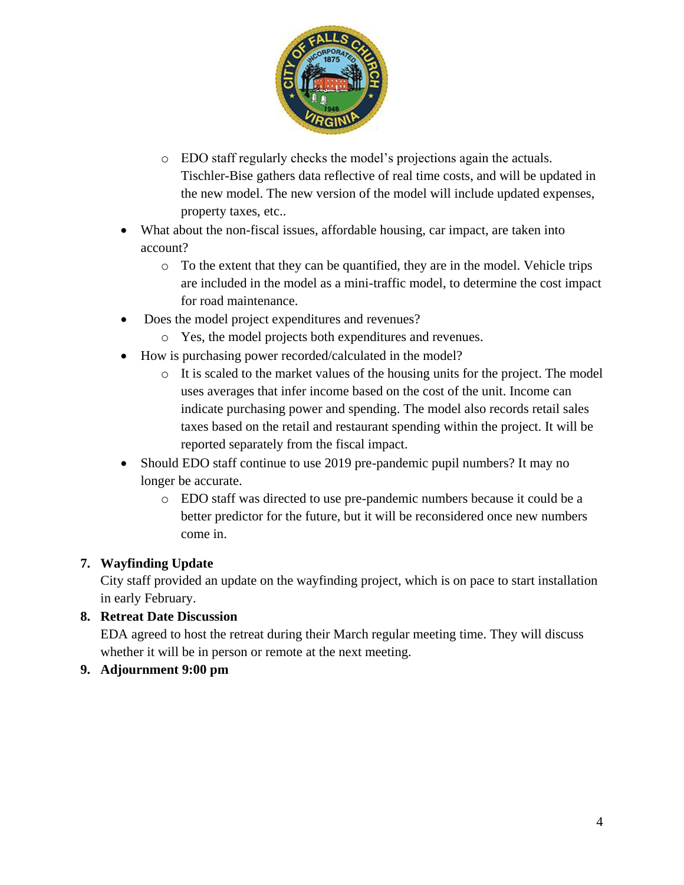- EDO staff regularly checks the model's projections again the actuals. Tischler-Bise gathers data reflective of real time costs, and will be updated in the new model. The new version of the model will include updated expenses, property taxes, etc..
- What about the non-fiscal issues, affordable housing, car impact, are taken into account?
  - To the extent that they can be quantified, they are in the model. Vehicle trips are included in the model as a mini-traffic model, to determine the cost impact for road maintenance.
- Does the model project expenditures and revenues?
  - Yes, the model projects both expenditures and revenues.
- How is purchasing power recorded/calculated in the model?
  - It is scaled to the market values of the housing units for the project. The model uses averages that infer income based on the cost of the unit. Income can indicate purchasing power and spending. The model also records retail sales taxes based on the retail and restaurant spending within the project. It will be reported separately from the fiscal impact.
- Should EDO staff continue to use 2019 pre-pandemic pupil numbers? It may no longer be accurate.
  - EDO staff was directed to use pre-pandemic numbers because it could be a better predictor for the future, but it will be reconsidered once new numbers come in.

7. **Wayfinding Update**
   City staff provided an update on the wayfinding project, which is on pace to start installation in early February.
8. **Retreat Date Discussion**
   EDA agreed to host the retreat during their March regular meeting time. They will discuss whether it will be in person or remote at the next meeting.
9. **Adjournment 9:00 pm**